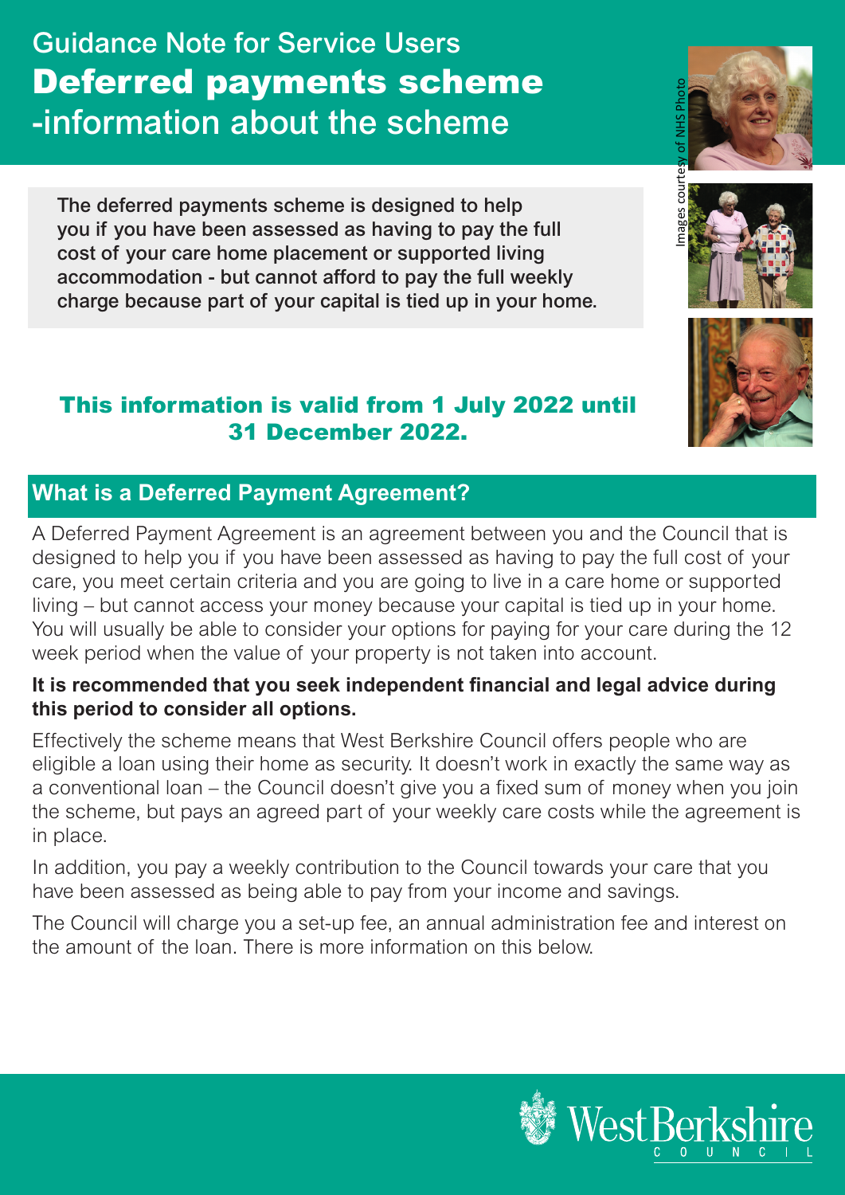Guidance Note for Service Users

# Deferred payments scheme -information about the scheme

**The deferred payments scheme is designed to help you if you have been assessed as having to pay the full cost of your care home placement or supported living accommodation - but cannot afford to pay the full weekly charge because part of your capital is tied up in your home.**

Images courtesy of NHS Photo

**This information is valid from 1 July 2022 until 31 December 2022.**

## What is a Deferred Payment Agreement?

A Deferred Payment Agreement is an agreement between you and the Council that is designed to help you if you have been assessed as having to pay the full cost of your care, you meet certain criteria and you are going to live in a care home or supported living – but cannot access your money because your capital is tied up in your home. You will usually be able to consider your options for paying for your care during the 12 week period when the value of your property is not taken into account.

**It is recommended that you seek independent financial and legal advice during this period to consider all options.**

Effectively the scheme means that West Berkshire Council offers people who are eligible a loan using their home as security. It doesn't work in exactly the same way as a conventional loan – the Council doesn't give you a fixed sum of money when you join the scheme, but pays an agreed part of your weekly care costs while the agreement is in place.

In addition, you pay a weekly contribution to the Council towards your care that you have been assessed as being able to pay from your income and savings.

The Council will charge you a set-up fee, an annual administration fee and interest on the amount of the loan. There is more information on this below.

West Berkshire Council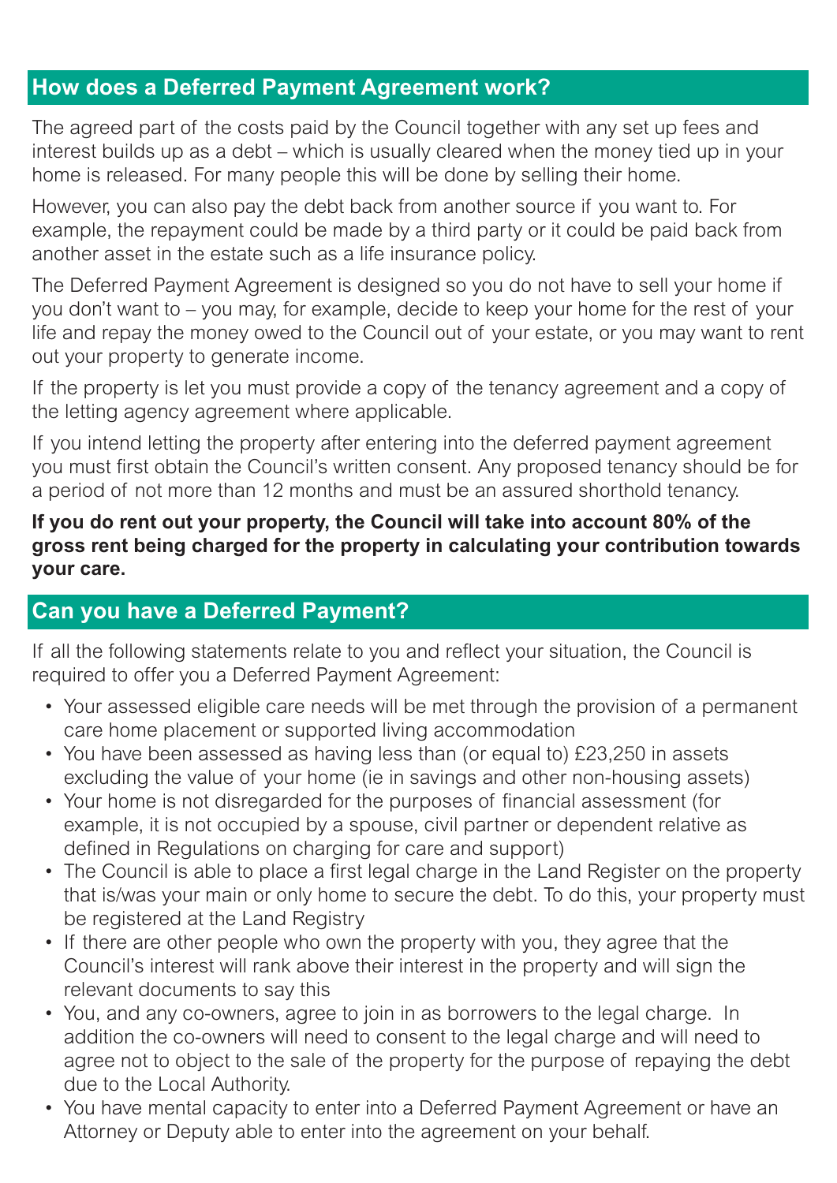## How does a Deferred Payment Agreement work?

The agreed part of the costs paid by the Council together with any set up fees and interest builds up as a debt – which is usually cleared when the money tied up in your home is released. For many people this will be done by selling their home.

However, you can also pay the debt back from another source if you want to. For example, the repayment could be made by a third party or it could be paid back from another asset in the estate such as a life insurance policy.

The Deferred Payment Agreement is designed so you do not have to sell your home if you don't want to – you may, for example, decide to keep your home for the rest of your life and repay the money owed to the Council out of your estate, or you may want to rent out your property to generate income.

If the property is let you must provide a copy of the tenancy agreement and a copy of the letting agency agreement where applicable.

If you intend letting the property after entering into the deferred payment agreement you must first obtain the Council's written consent. Any proposed tenancy should be for a period of not more than 12 months and must be an assured shorthold tenancy.

**If you do rent out your property, the Council will take into account 80% of the gross rent being charged for the property in calculating your contribution towards your care.**

## Can you have a Deferred Payment?

If all the following statements relate to you and reflect your situation, the Council is required to offer you a Deferred Payment Agreement:

- Your assessed eligible care needs will be met through the provision of a permanent care home placement or supported living accommodation
- You have been assessed as having less than (or equal to) £23,250 in assets excluding the value of your home (ie in savings and other non-housing assets)
- Your home is not disregarded for the purposes of financial assessment (for example, it is not occupied by a spouse, civil partner or dependent relative as defined in Regulations on charging for care and support)
- The Council is able to place a first legal charge in the Land Register on the property that is/was your main or only home to secure the debt. To do this, your property must be registered at the Land Registry
- If there are other people who own the property with you, they agree that the Council's interest will rank above their interest in the property and will sign the relevant documents to say this
- You, and any co-owners, agree to join in as borrowers to the legal charge. In addition the co-owners will need to consent to the legal charge and will need to agree not to object to the sale of the property for the purpose of repaying the debt due to the Local Authority.
- You have mental capacity to enter into a Deferred Payment Agreement or have an Attorney or Deputy able to enter into the agreement on your behalf.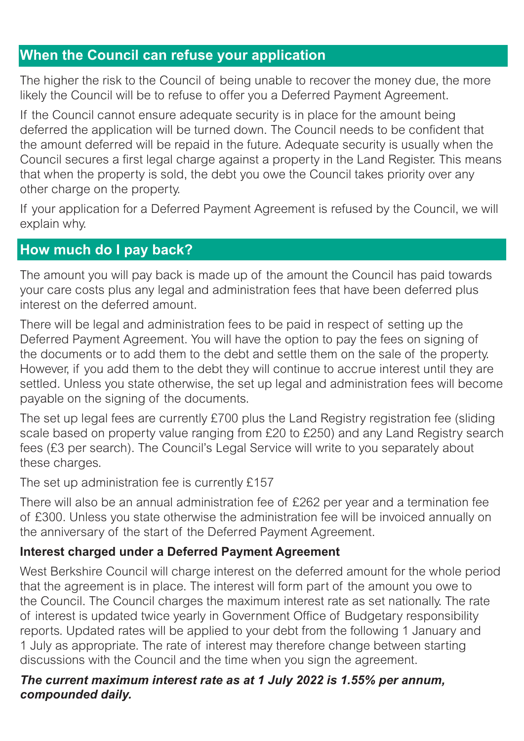## When the Council can refuse your application

The higher the risk to the Council of being unable to recover the money due, the more likely the Council will be to refuse to offer you a Deferred Payment Agreement.

If the Council cannot ensure adequate security is in place for the amount being deferred the application will be turned down. The Council needs to be confident that the amount deferred will be repaid in the future. Adequate security is usually when the Council secures a first legal charge against a property in the Land Register. This means that when the property is sold, the debt you owe the Council takes priority over any other charge on the property.

If your application for a Deferred Payment Agreement is refused by the Council, we will explain why.

## How much do I pay back?

The amount you will pay back is made up of the amount the Council has paid towards your care costs plus any legal and administration fees that have been deferred plus interest on the deferred amount.

There will be legal and administration fees to be paid in respect of setting up the Deferred Payment Agreement. You will have the option to pay the fees on signing of the documents or to add them to the debt and settle them on the sale of the property. However, if you add them to the debt they will continue to accrue interest until they are settled. Unless you state otherwise, the set up legal and administration fees will become payable on the signing of the documents.

The set up legal fees are currently £700 plus the Land Registry registration fee (sliding scale based on property value ranging from £20 to £250) and any Land Registry search fees (£3 per search). The Council's Legal Service will write to you separately about these charges.

The set up administration fee is currently £157

There will also be an annual administration fee of £262 per year and a termination fee of £300. Unless you state otherwise the administration fee will be invoiced annually on the anniversary of the start of the Deferred Payment Agreement.

### Interest charged under a Deferred Payment Agreement

West Berkshire Council will charge interest on the deferred amount for the whole period that the agreement is in place. The interest will form part of the amount you owe to the Council. The Council charges the maximum interest rate as set nationally. The rate of interest is updated twice yearly in Government Office of Budgetary responsibility reports. Updated rates will be applied to your debt from the following 1 January and 1 July as appropriate. The rate of interest may therefore change between starting discussions with the Council and the time when you sign the agreement.

***The current maximum interest rate as at 1 July 2022 is 1.55% per annum, compounded daily.***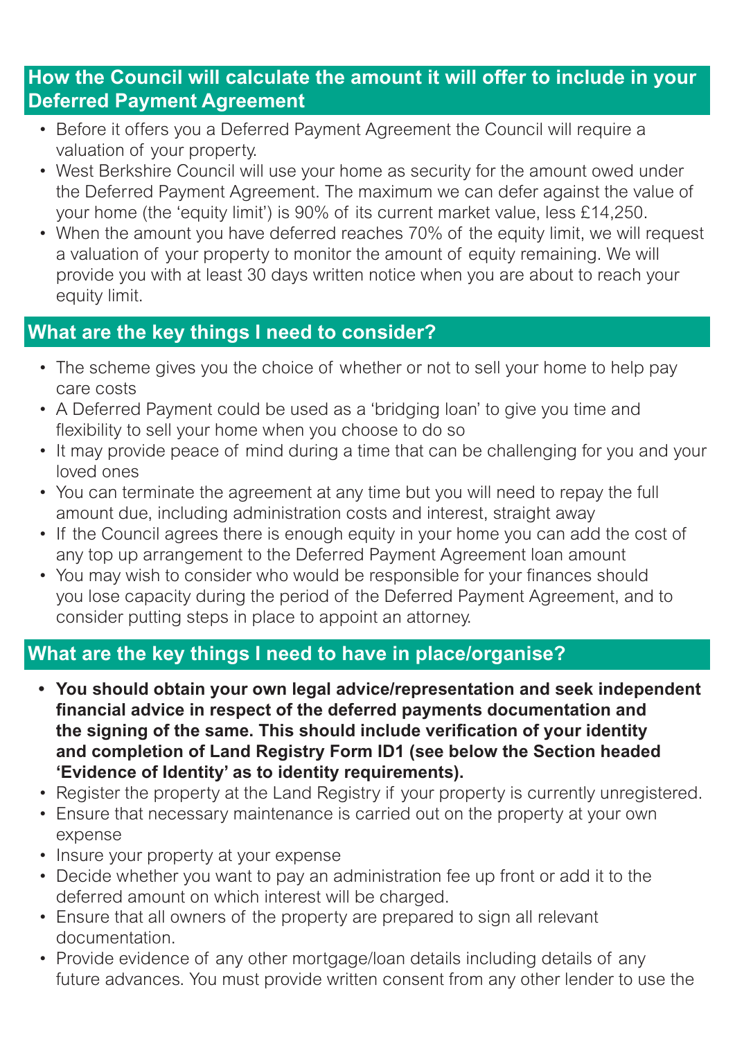## How the Council will calculate the amount it will offer to include in your Deferred Payment Agreement

- Before it offers you a Deferred Payment Agreement the Council will require a valuation of your property.
- West Berkshire Council will use your home as security for the amount owed under the Deferred Payment Agreement. The maximum we can defer against the value of your home (the 'equity limit') is 90% of its current market value, less £14,250.
- When the amount you have deferred reaches 70% of the equity limit, we will request a valuation of your property to monitor the amount of equity remaining. We will provide you with at least 30 days written notice when you are about to reach your equity limit.

## What are the key things I need to consider?

- The scheme gives you the choice of whether or not to sell your home to help pay care costs
- A Deferred Payment could be used as a 'bridging loan' to give you time and flexibility to sell your home when you choose to do so
- It may provide peace of mind during a time that can be challenging for you and your loved ones
- You can terminate the agreement at any time but you will need to repay the full amount due, including administration costs and interest, straight away
- If the Council agrees there is enough equity in your home you can add the cost of any top up arrangement to the Deferred Payment Agreement loan amount
- You may wish to consider who would be responsible for your finances should you lose capacity during the period of the Deferred Payment Agreement, and to consider putting steps in place to appoint an attorney.

## What are the key things I need to have in place/organise?

- **You should obtain your own legal advice/representation and seek independent financial advice in respect of the deferred payments documentation and the signing of the same. This should include verification of your identity and completion of Land Registry Form ID1 (see below the Section headed 'Evidence of Identity' as to identity requirements).**
- Register the property at the Land Registry if your property is currently unregistered.
- Ensure that necessary maintenance is carried out on the property at your own expense
- Insure your property at your expense
- Decide whether you want to pay an administration fee up front or add it to the deferred amount on which interest will be charged.
- Ensure that all owners of the property are prepared to sign all relevant documentation.
- Provide evidence of any other mortgage/loan details including details of any future advances. You must provide written consent from any other lender to use the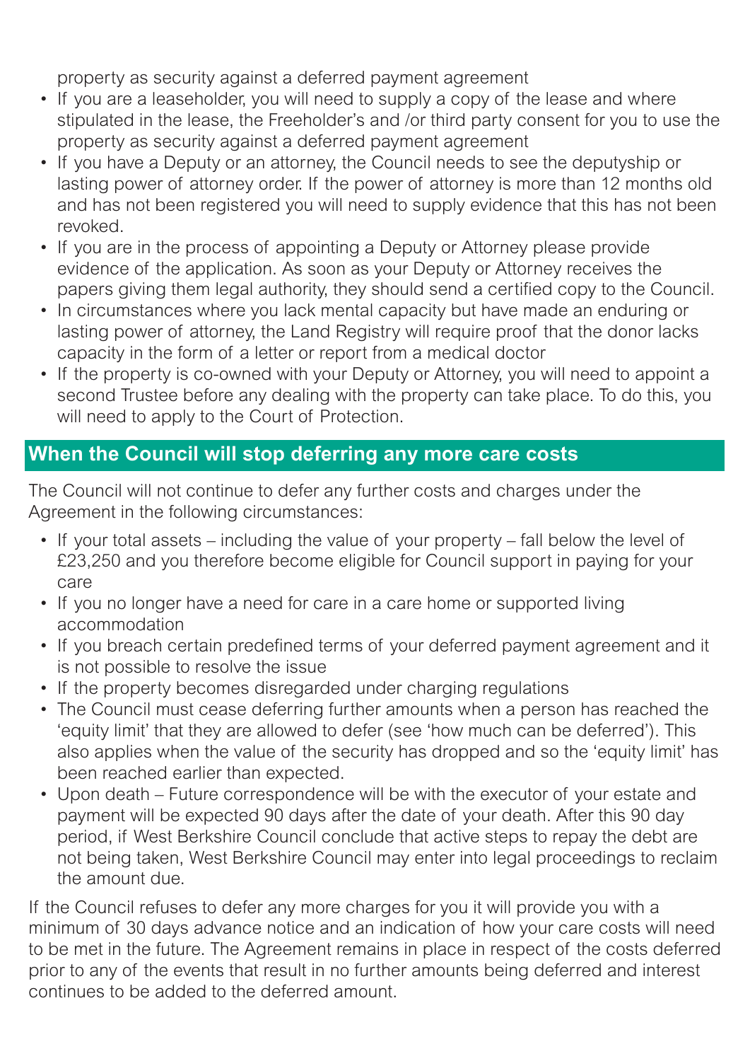property as security against a deferred payment agreement

- If you are a leaseholder, you will need to supply a copy of the lease and where stipulated in the lease, the Freeholder's and /or third party consent for you to use the property as security against a deferred payment agreement
- If you have a Deputy or an attorney, the Council needs to see the deputyship or lasting power of attorney order. If the power of attorney is more than 12 months old and has not been registered you will need to supply evidence that this has not been revoked.
- If you are in the process of appointing a Deputy or Attorney please provide evidence of the application. As soon as your Deputy or Attorney receives the papers giving them legal authority, they should send a certified copy to the Council.
- In circumstances where you lack mental capacity but have made an enduring or lasting power of attorney, the Land Registry will require proof that the donor lacks capacity in the form of a letter or report from a medical doctor
- If the property is co-owned with your Deputy or Attorney, you will need to appoint a second Trustee before any dealing with the property can take place. To do this, you will need to apply to the Court of Protection.

## When the Council will stop deferring any more care costs

The Council will not continue to defer any further costs and charges under the Agreement in the following circumstances:

- If your total assets – including the value of your property – fall below the level of £23,250 and you therefore become eligible for Council support in paying for your care
- If you no longer have a need for care in a care home or supported living accommodation
- If you breach certain predefined terms of your deferred payment agreement and it is not possible to resolve the issue
- If the property becomes disregarded under charging regulations
- The Council must cease deferring further amounts when a person has reached the 'equity limit' that they are allowed to defer (see 'how much can be deferred'). This also applies when the value of the security has dropped and so the 'equity limit' has been reached earlier than expected.
- Upon death – Future correspondence will be with the executor of your estate and payment will be expected 90 days after the date of your death. After this 90 day period, if West Berkshire Council conclude that active steps to repay the debt are not being taken, West Berkshire Council may enter into legal proceedings to reclaim the amount due.

If the Council refuses to defer any more charges for you it will provide you with a minimum of 30 days advance notice and an indication of how your care costs will need to be met in the future. The Agreement remains in place in respect of the costs deferred prior to any of the events that result in no further amounts being deferred and interest continues to be added to the deferred amount.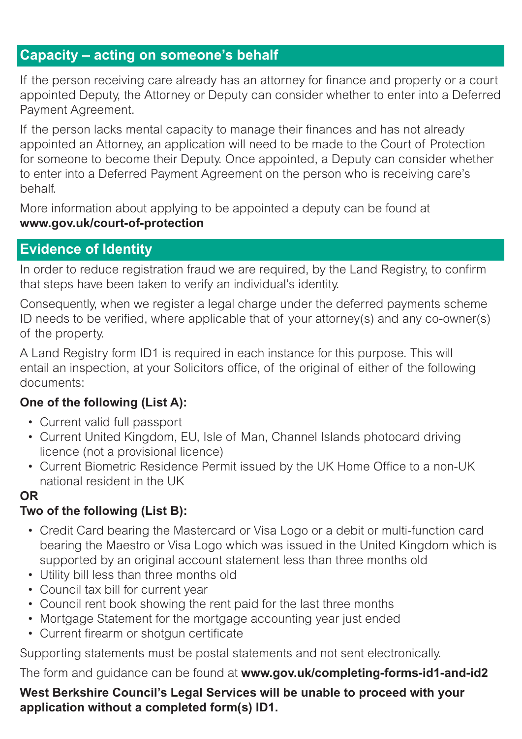## Capacity – acting on someone's behalf

If the person receiving care already has an attorney for finance and property or a court appointed Deputy, the Attorney or Deputy can consider whether to enter into a Deferred Payment Agreement.

If the person lacks mental capacity to manage their finances and has not already appointed an Attorney, an application will need to be made to the Court of Protection for someone to become their Deputy. Once appointed, a Deputy can consider whether to enter into a Deferred Payment Agreement on the person who is receiving care's behalf.

More information about applying to be appointed a deputy can be found at **www.gov.uk/court-of-protection**

## Evidence of Identity

In order to reduce registration fraud we are required, by the Land Registry, to confirm that steps have been taken to verify an individual's identity.

Consequently, when we register a legal charge under the deferred payments scheme ID needs to be verified, where applicable that of your attorney(s) and any co-owner(s) of the property.

A Land Registry form ID1 is required in each instance for this purpose. This will entail an inspection, at your Solicitors office, of the original of either of the following documents:

**One of the following (List A):**

- Current valid full passport
- Current United Kingdom, EU, Isle of Man, Channel Islands photocard driving licence (not a provisional licence)
- Current Biometric Residence Permit issued by the UK Home Office to a non-UK national resident in the UK

**OR**

**Two of the following (List B):**

- Credit Card bearing the Mastercard or Visa Logo or a debit or multi-function card bearing the Maestro or Visa Logo which was issued in the United Kingdom which is supported by an original account statement less than three months old
- Utility bill less than three months old
- Council tax bill for current year
- Council rent book showing the rent paid for the last three months
- Mortgage Statement for the mortgage accounting year just ended
- Current firearm or shotgun certificate

Supporting statements must be postal statements and not sent electronically.

The form and guidance can be found at **www.gov.uk/completing-forms-id1-and-id2**

**West Berkshire Council's Legal Services will be unable to proceed with your application without a completed form(s) ID1.**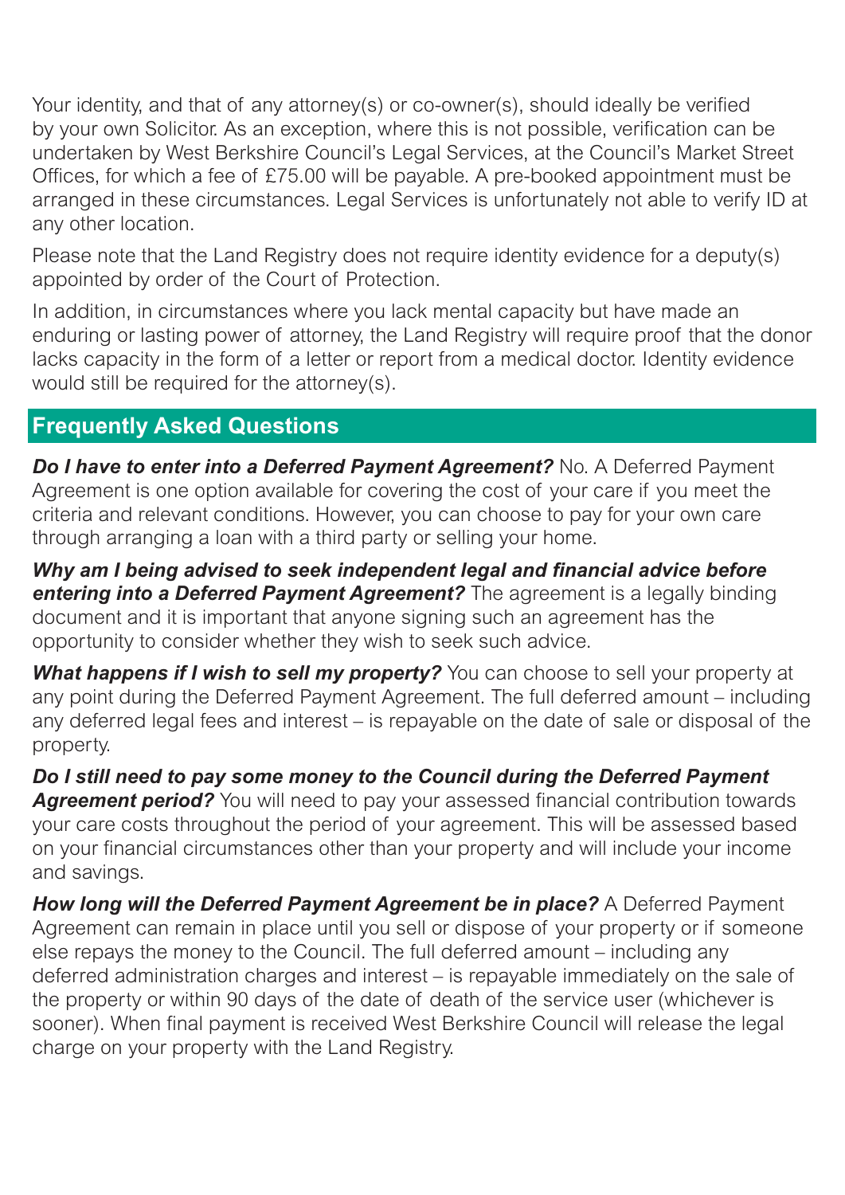Your identity, and that of any attorney(s) or co-owner(s), should ideally be verified by your own Solicitor. As an exception, where this is not possible, verification can be undertaken by West Berkshire Council's Legal Services, at the Council's Market Street Offices, for which a fee of £75.00 will be payable. A pre-booked appointment must be arranged in these circumstances. Legal Services is unfortunately not able to verify ID at any other location.

Please note that the Land Registry does not require identity evidence for a deputy(s) appointed by order of the Court of Protection.

In addition, in circumstances where you lack mental capacity but have made an enduring or lasting power of attorney, the Land Registry will require proof that the donor lacks capacity in the form of a letter or report from a medical doctor. Identity evidence would still be required for the attorney(s).

## Frequently Asked Questions

***Do I have to enter into a Deferred Payment Agreement?*** No. A Deferred Payment Agreement is one option available for covering the cost of your care if you meet the criteria and relevant conditions. However, you can choose to pay for your own care through arranging a loan with a third party or selling your home.

***Why am I being advised to seek independent legal and financial advice before entering into a Deferred Payment Agreement?*** The agreement is a legally binding document and it is important that anyone signing such an agreement has the opportunity to consider whether they wish to seek such advice.

***What happens if I wish to sell my property?*** You can choose to sell your property at any point during the Deferred Payment Agreement. The full deferred amount – including any deferred legal fees and interest – is repayable on the date of sale or disposal of the property.

***Do I still need to pay some money to the Council during the Deferred Payment Agreement period?*** You will need to pay your assessed financial contribution towards your care costs throughout the period of your agreement. This will be assessed based on your financial circumstances other than your property and will include your income and savings.

***How long will the Deferred Payment Agreement be in place?*** A Deferred Payment Agreement can remain in place until you sell or dispose of your property or if someone else repays the money to the Council. The full deferred amount – including any deferred administration charges and interest – is repayable immediately on the sale of the property or within 90 days of the date of death of the service user (whichever is sooner). When final payment is received West Berkshire Council will release the legal charge on your property with the Land Registry.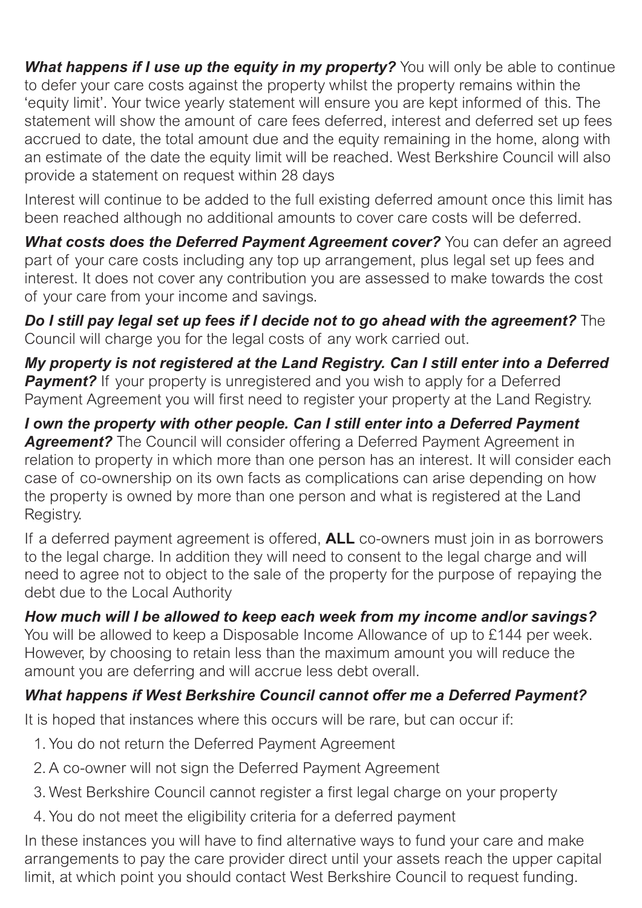***What happens if I use up the equity in my property?*** You will only be able to continue to defer your care costs against the property whilst the property remains within the 'equity limit'. Your twice yearly statement will ensure you are kept informed of this. The statement will show the amount of care fees deferred, interest and deferred set up fees accrued to date, the total amount due and the equity remaining in the home, along with an estimate of the date the equity limit will be reached. West Berkshire Council will also provide a statement on request within 28 days

Interest will continue to be added to the full existing deferred amount once this limit has been reached although no additional amounts to cover care costs will be deferred.

***What costs does the Deferred Payment Agreement cover?*** You can defer an agreed part of your care costs including any top up arrangement, plus legal set up fees and interest. It does not cover any contribution you are assessed to make towards the cost of your care from your income and savings.

***Do I still pay legal set up fees if I decide not to go ahead with the agreement?*** The Council will charge you for the legal costs of any work carried out.

***My property is not registered at the Land Registry. Can I still enter into a Deferred Payment?*** If your property is unregistered and you wish to apply for a Deferred Payment Agreement you will first need to register your property at the Land Registry.

***I own the property with other people. Can I still enter into a Deferred Payment Agreement?*** The Council will consider offering a Deferred Payment Agreement in relation to property in which more than one person has an interest. It will consider each case of co-ownership on its own facts as complications can arise depending on how the property is owned by more than one person and what is registered at the Land Registry.

If a deferred payment agreement is offered, **ALL** co-owners must join in as borrowers to the legal charge. In addition they will need to consent to the legal charge and will need to agree not to object to the sale of the property for the purpose of repaying the debt due to the Local Authority

***How much will I be allowed to keep each week from my income and/or savings?*** You will be allowed to keep a Disposable Income Allowance of up to £144 per week. However, by choosing to retain less than the maximum amount you will reduce the amount you are deferring and will accrue less debt overall.

***What happens if West Berkshire Council cannot offer me a Deferred Payment?***

It is hoped that instances where this occurs will be rare, but can occur if:

1. You do not return the Deferred Payment Agreement
2. A co-owner will not sign the Deferred Payment Agreement
3. West Berkshire Council cannot register a first legal charge on your property
4. You do not meet the eligibility criteria for a deferred payment

In these instances you will have to find alternative ways to fund your care and make arrangements to pay the care provider direct until your assets reach the upper capital limit, at which point you should contact West Berkshire Council to request funding.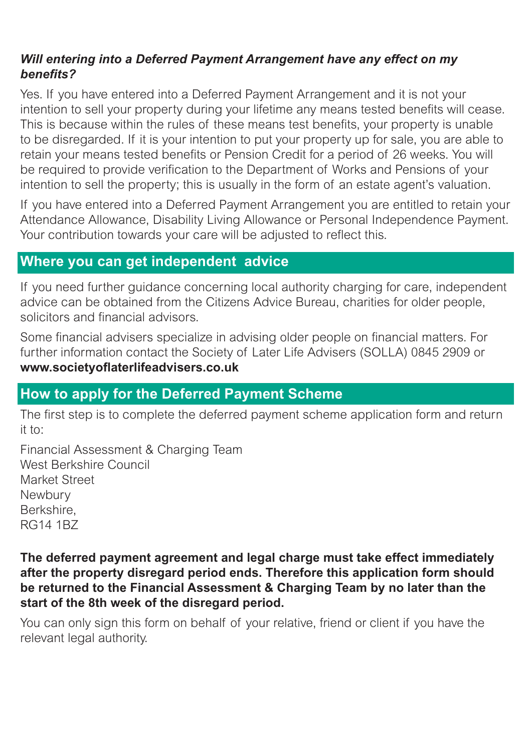***Will entering into a Deferred Payment Arrangement have any effect on my benefits?***

Yes. If you have entered into a Deferred Payment Arrangement and it is not your intention to sell your property during your lifetime any means tested benefits will cease. This is because within the rules of these means test benefits, your property is unable to be disregarded. If it is your intention to put your property up for sale, you are able to retain your means tested benefits or Pension Credit for a period of 26 weeks. You will be required to provide verification to the Department of Works and Pensions of your intention to sell the property; this is usually in the form of an estate agent's valuation.

If you have entered into a Deferred Payment Arrangement you are entitled to retain your Attendance Allowance, Disability Living Allowance or Personal Independence Payment. Your contribution towards your care will be adjusted to reflect this.

## Where you can get independent advice

If you need further guidance concerning local authority charging for care, independent advice can be obtained from the Citizens Advice Bureau, charities for older people, solicitors and financial advisors.

Some financial advisers specialize in advising older people on financial matters. For further information contact the Society of Later Life Advisers (SOLLA) 0845 2909 or **www.societyoflaterlifeadvisers.co.uk**

## How to apply for the Deferred Payment Scheme

The first step is to complete the deferred payment scheme application form and return it to:

Financial Assessment & Charging Team
West Berkshire Council
Market Street
Newbury
Berkshire,
RG14 1BZ

**The deferred payment agreement and legal charge must take effect immediately after the property disregard period ends. Therefore this application form should be returned to the Financial Assessment & Charging Team by no later than the start of the 8th week of the disregard period.**

You can only sign this form on behalf of your relative, friend or client if you have the relevant legal authority.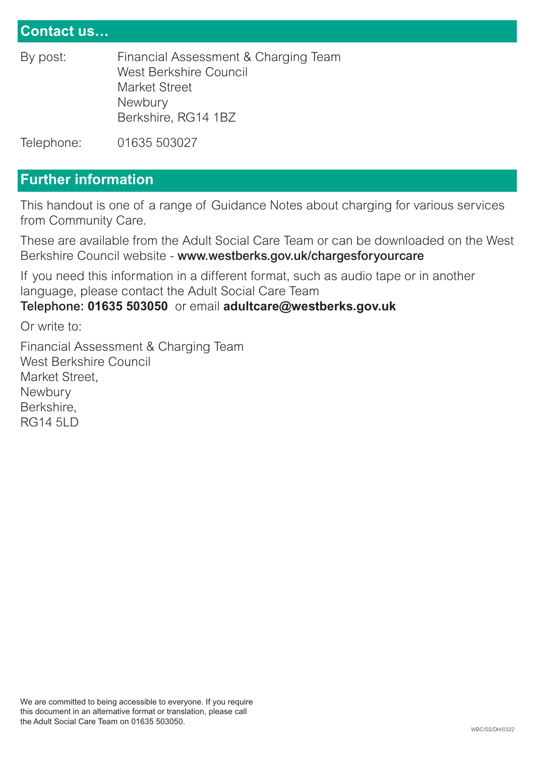## Contact us…

| | |
|---|---|
| By post: | Financial Assessment & Charging Team<br>West Berkshire Council<br>Market Street<br>Newbury<br>Berkshire, RG14 1BZ |
| Telephone: | 01635 503027 |

## Further information

This handout is one of a range of Guidance Notes about charging for various services from Community Care.

These are available from the Adult Social Care Team or can be downloaded on the West Berkshire Council website - **www.westberks.gov.uk/chargesforyourcare**

If you need this information in a different format, such as audio tape or in another language, please contact the Adult Social Care Team
**Telephone: 01635 503050** or email **adultcare@westberks.gov.uk**

Or write to:

Financial Assessment & Charging Team
West Berkshire Council
Market Street,
Newbury
Berkshire,
RG14 5LD

We are committed to being accessible to everyone. If you require this document in an alternative format or translation, please call the Adult Social Care Team on 01635 503050.

WBC/SS/DH/0322